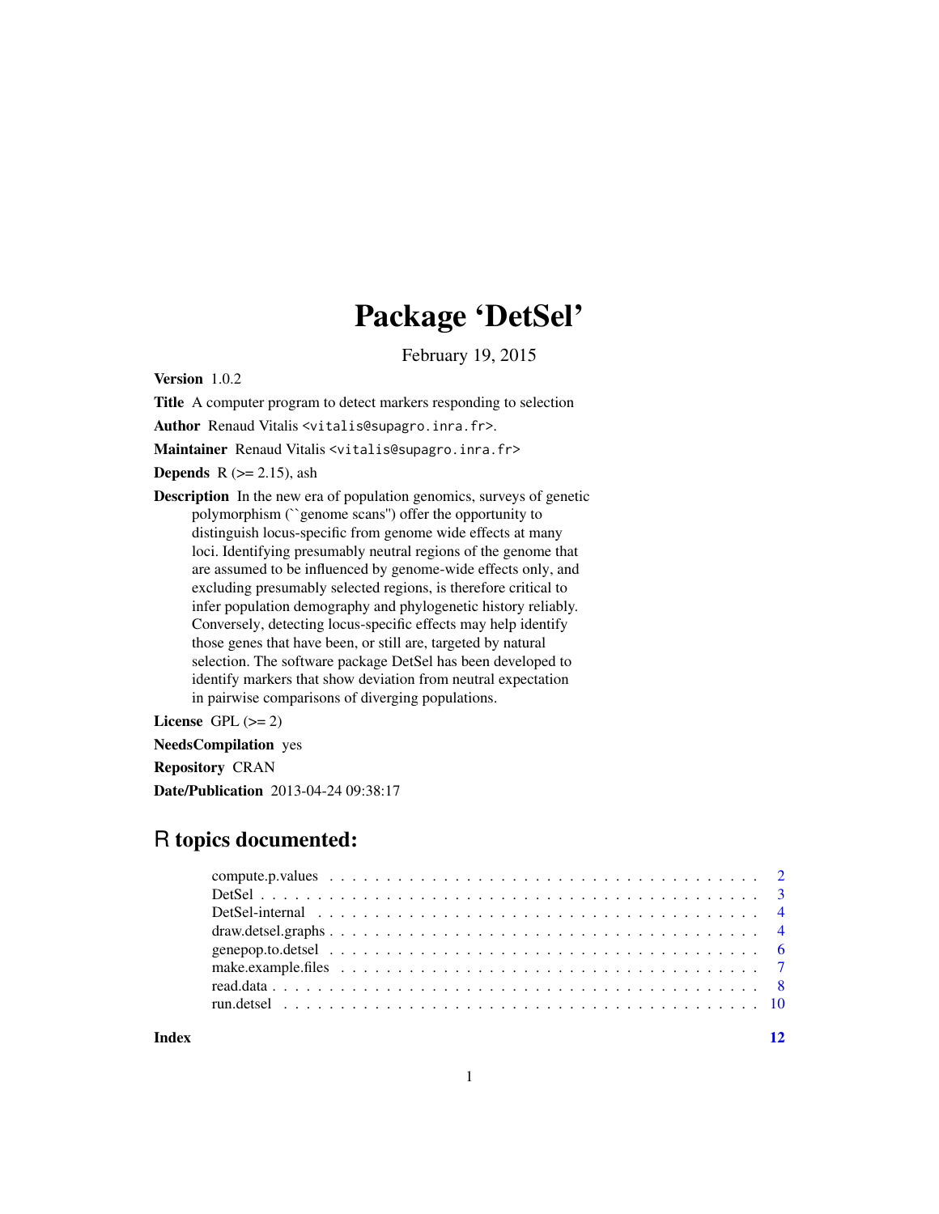# Package 'DetSel'

February 19, 2015

**Version** 1.0.2

**Title** A computer program to detect markers responding to selection

**Author** Renaud Vitalis <vitalis@supagro.inra.fr>.

**Maintainer** Renaud Vitalis <vitalis@supagro.inra.fr>

**Depends** R (>= 2.15), ash

**Description** In the new era of population genomics, surveys of genetic polymorphism (``genome scans'') offer the opportunity to distinguish locus-specific from genome wide effects at many loci. Identifying presumably neutral regions of the genome that are assumed to be influenced by genome-wide effects only, and excluding presumably selected regions, is therefore critical to infer population demography and phylogenetic history reliably. Conversely, detecting locus-specific effects may help identify those genes that have been, or still are, targeted by natural selection. The software package DetSel has been developed to identify markers that show deviation from neutral expectation in pairwise comparisons of diverging populations.

**License** GPL (>= 2)

**NeedsCompilation** yes

**Repository** CRAN

**Date/Publication** 2013-04-24 09:38:17

## R topics documented:

| | |
|---|---|
| compute.p.values | 2 |
| DetSel | 3 |
| DetSel-internal | 4 |
| draw.detsel.graphs | 4 |
| genepop.to.detsel | 6 |
| make.example.files | 7 |
| read.data | 8 |
| run.detsel | 10 |
| **Index** | **12** |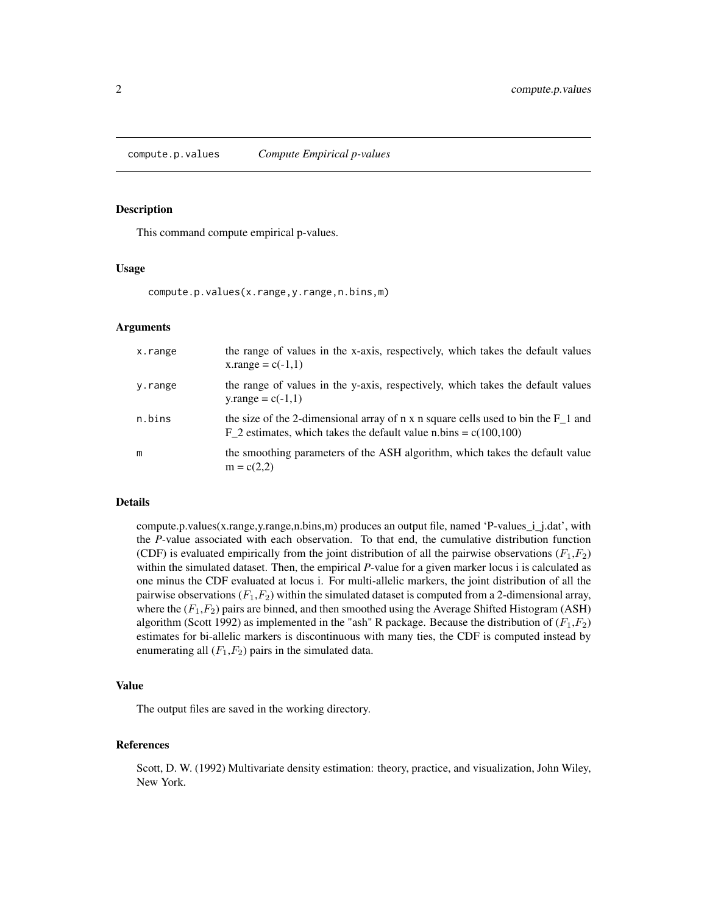## compute.p.values *Compute Empirical p-values*

### Description

This command compute empirical p-values.

### Usage

```
compute.p.values(x.range,y.range,n.bins,m)
```

### Arguments

| | |
|---|---|
| x.range | the range of values in the x-axis, respectively, which takes the default values x.range = c(-1,1) |
| y.range | the range of values in the y-axis, respectively, which takes the default values y.range = c(-1,1) |
| n.bins | the size of the 2-dimensional array of n x n square cells used to bin the F_1 and F_2 estimates, which takes the default value n.bins = c(100,100) |
| m | the smoothing parameters of the ASH algorithm, which takes the default value m = c(2,2) |

### Details

compute.p.values(x.range,y.range,n.bins,m) produces an output file, named 'P-values_i_j.dat', with the *P*-value associated with each observation. To that end, the cumulative distribution function (CDF) is evaluated empirically from the joint distribution of all the pairwise observations ($F_1$,$F_2$) within the simulated dataset. Then, the empirical *P*-value for a given marker locus i is calculated as one minus the CDF evaluated at locus i. For multi-allelic markers, the joint distribution of all the pairwise observations ($F_1$,$F_2$) within the simulated dataset is computed from a 2-dimensional array, where the ($F_1$,$F_2$) pairs are binned, and then smoothed using the Average Shifted Histogram (ASH) algorithm (Scott 1992) as implemented in the "ash" R package. Because the distribution of ($F_1$,$F_2$) estimates for bi-allelic markers is discontinuous with many ties, the CDF is computed instead by enumerating all ($F_1$,$F_2$) pairs in the simulated data.

### Value

The output files are saved in the working directory.

### References

Scott, D. W. (1992) Multivariate density estimation: theory, practice, and visualization, John Wiley, New York.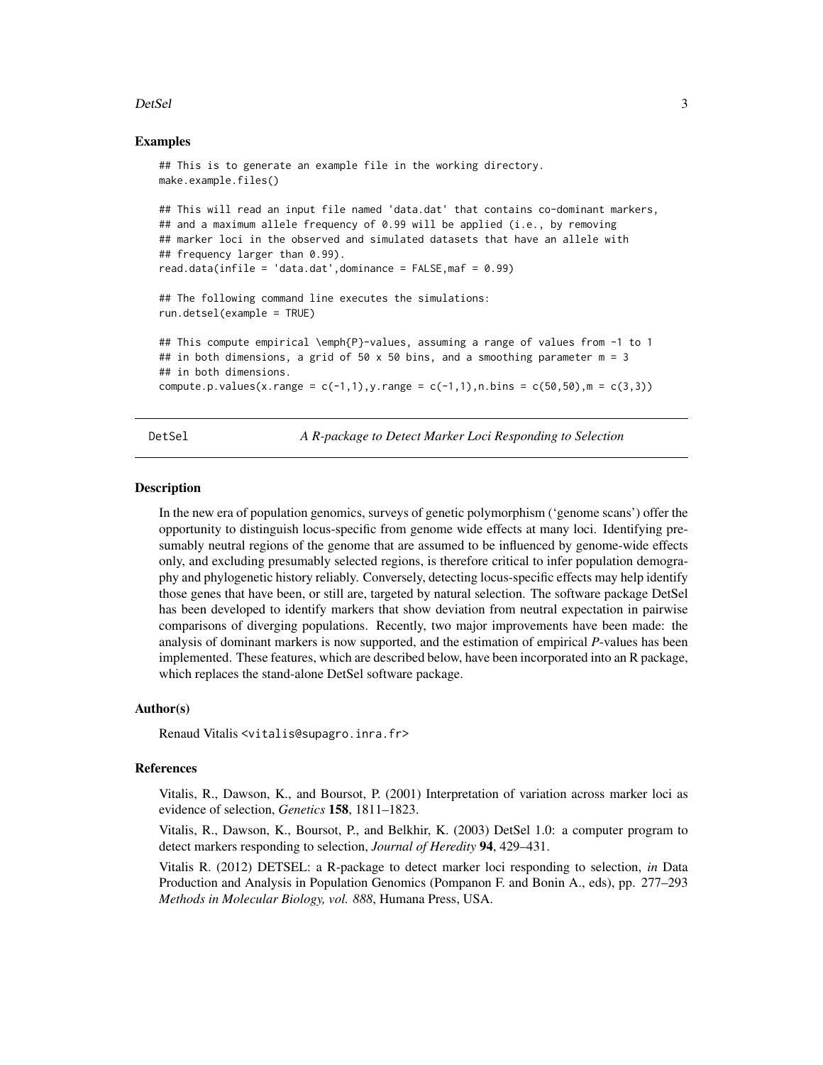### Examples

```
## This is to generate an example file in the working directory.
make.example.files()

## This will read an input file named 'data.dat' that contains co-dominant markers,
## and a maximum allele frequency of 0.99 will be applied (i.e., by removing
## marker loci in the observed and simulated datasets that have an allele with
## frequency larger than 0.99).
read.data(infile = 'data.dat',dominance = FALSE,maf = 0.99)

## The following command line executes the simulations:
run.detsel(example = TRUE)

## This compute empirical \emph{P}-values, assuming a range of values from -1 to 1
## in both dimensions, a grid of 50 x 50 bins, and a smoothing parameter m = 3
## in both dimensions.
compute.p.values(x.range = c(-1,1),y.range = c(-1,1),n.bins = c(50,50),m = c(3,3))
```

---

## DetSel — *A R-package to Detect Marker Loci Responding to Selection*

### Description

In the new era of population genomics, surveys of genetic polymorphism ('genome scans') offer the opportunity to distinguish locus-specific from genome wide effects at many loci. Identifying presumably neutral regions of the genome that are assumed to be influenced by genome-wide effects only, and excluding presumably selected regions, is therefore critical to infer population demography and phylogenetic history reliably. Conversely, detecting locus-specific effects may help identify those genes that have been, or still are, targeted by natural selection. The software package DetSel has been developed to identify markers that show deviation from neutral expectation in pairwise comparisons of diverging populations. Recently, two major improvements have been made: the analysis of dominant markers is now supported, and the estimation of empirical *P*-values has been implemented. These features, which are described below, have been incorporated into an R package, which replaces the stand-alone DetSel software package.

### Author(s)

Renaud Vitalis <vitalis@supagro.inra.fr>

### References

Vitalis, R., Dawson, K., and Boursot, P. (2001) Interpretation of variation across marker loci as evidence of selection, *Genetics* **158**, 1811–1823.

Vitalis, R., Dawson, K., Boursot, P., and Belkhir, K. (2003) DetSel 1.0: a computer program to detect markers responding to selection, *Journal of Heredity* **94**, 429–431.

Vitalis R. (2012) DETSEL: a R-package to detect marker loci responding to selection, *in* Data Production and Analysis in Population Genomics (Pompanon F. and Bonin A., eds), pp. 277–293 *Methods in Molecular Biology, vol. 888*, Humana Press, USA.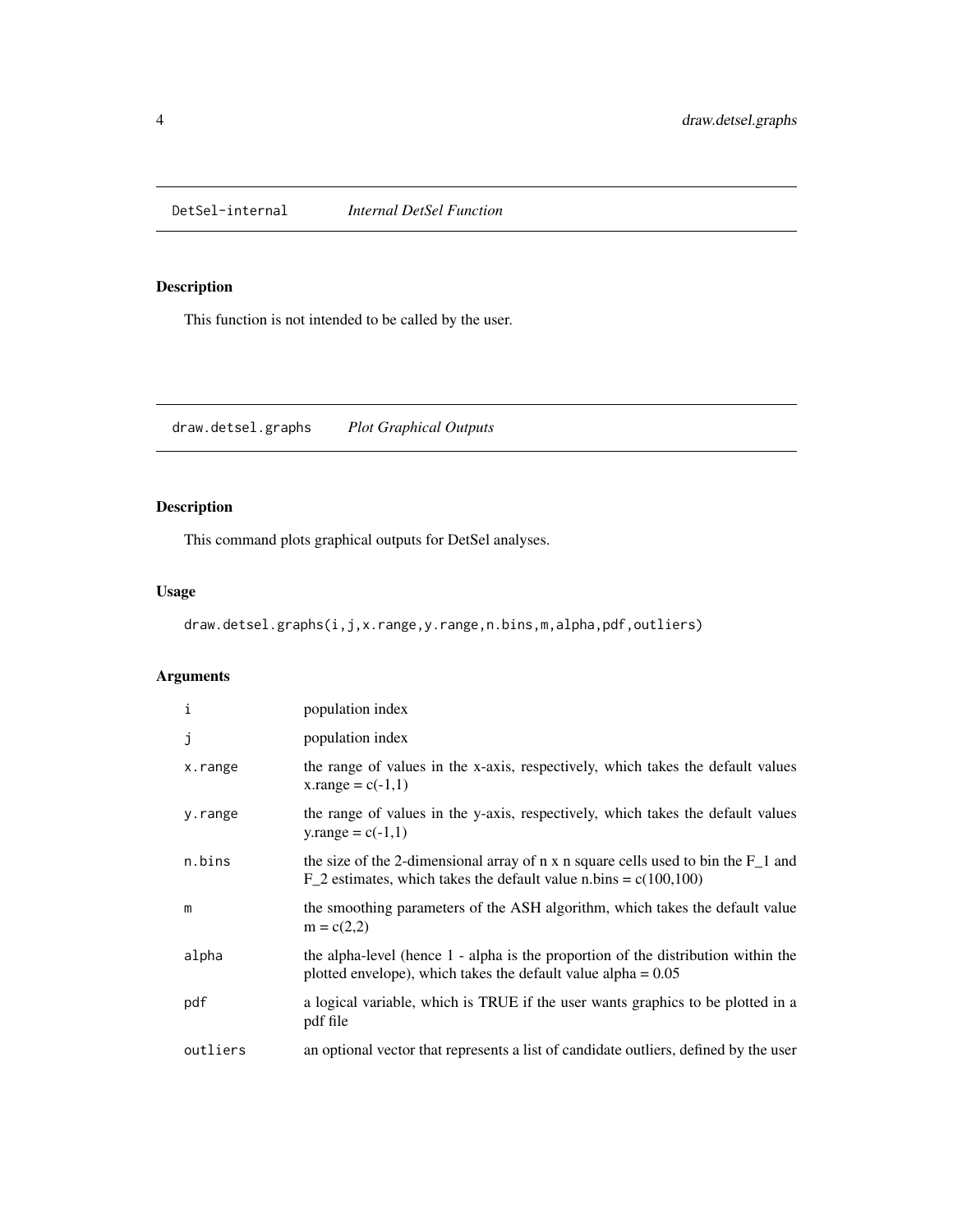## DetSel-internal *Internal DetSel Function*

### Description

This function is not intended to be called by the user.

## draw.detsel.graphs *Plot Graphical Outputs*

### Description

This command plots graphical outputs for DetSel analyses.

### Usage

```
draw.detsel.graphs(i,j,x.range,y.range,n.bins,m,alpha,pdf,outliers)
```

### Arguments

| | |
|---|---|
| i | population index |
| j | population index |
| x.range | the range of values in the x-axis, respectively, which takes the default values x.range = c(-1,1) |
| y.range | the range of values in the y-axis, respectively, which takes the default values y.range = c(-1,1) |
| n.bins | the size of the 2-dimensional array of n x n square cells used to bin the $F_1$ and $F_2$ estimates, which takes the default value n.bins = c(100,100) |
| m | the smoothing parameters of the ASH algorithm, which takes the default value m = c(2,2) |
| alpha | the alpha-level (hence 1 - alpha is the proportion of the distribution within the plotted envelope), which takes the default value alpha = 0.05 |
| pdf | a logical variable, which is TRUE if the user wants graphics to be plotted in a pdf file |
| outliers | an optional vector that represents a list of candidate outliers, defined by the user |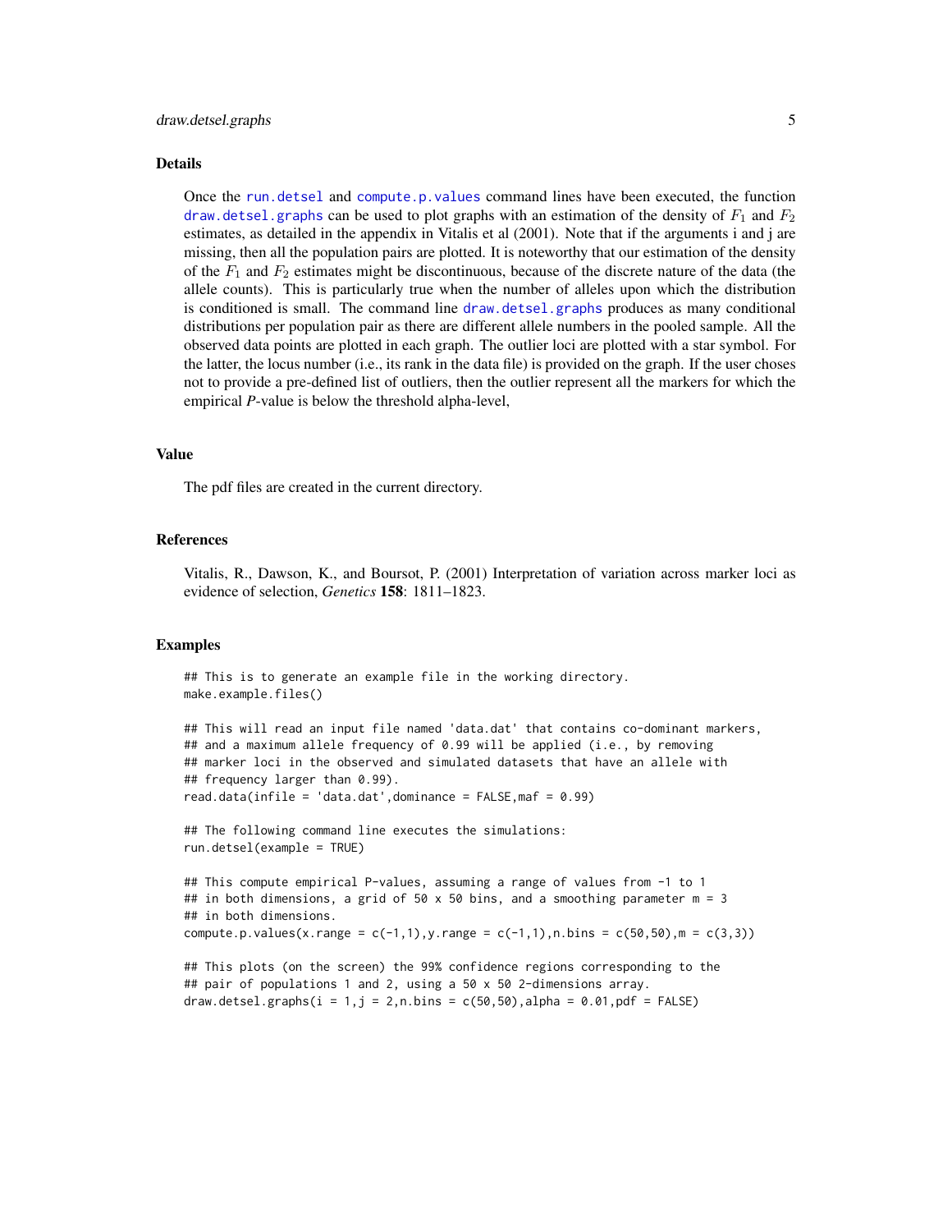## Details

Once the `run.detsel` and `compute.p.values` command lines have been executed, the function `draw.detsel.graphs` can be used to plot graphs with an estimation of the density of $F_1$ and $F_2$ estimates, as detailed in the appendix in Vitalis et al (2001). Note that if the arguments i and j are missing, then all the population pairs are plotted. It is noteworthy that our estimation of the density of the $F_1$ and $F_2$ estimates might be discontinuous, because of the discrete nature of the data (the allele counts). This is particularly true when the number of alleles upon which the distribution is conditioned is small. The command line `draw.detsel.graphs` produces as many conditional distributions per population pair as there are different allele numbers in the pooled sample. All the observed data points are plotted in each graph. The outlier loci are plotted with a star symbol. For the latter, the locus number (i.e., its rank in the data file) is provided on the graph. If the user choses not to provide a pre-defined list of outliers, then the outlier represent all the markers for which the empirical *P*-value is below the threshold alpha-level,

## Value

The pdf files are created in the current directory.

## References

Vitalis, R., Dawson, K., and Boursot, P. (2001) Interpretation of variation across marker loci as evidence of selection, *Genetics* **158**: 1811–1823.

## Examples

```
## This is to generate an example file in the working directory.
make.example.files()

## This will read an input file named 'data.dat' that contains co-dominant markers,
## and a maximum allele frequency of 0.99 will be applied (i.e., by removing
## marker loci in the observed and simulated datasets that have an allele with
## frequency larger than 0.99).
read.data(infile = 'data.dat',dominance = FALSE,maf = 0.99)

## The following command line executes the simulations:
run.detsel(example = TRUE)

## This compute empirical P-values, assuming a range of values from -1 to 1
## in both dimensions, a grid of 50 x 50 bins, and a smoothing parameter m = 3
## in both dimensions.
compute.p.values(x.range = c(-1,1),y.range = c(-1,1),n.bins = c(50,50),m = c(3,3))

## This plots (on the screen) the 99% confidence regions corresponding to the
## pair of populations 1 and 2, using a 50 x 50 2-dimensions array.
draw.detsel.graphs(i = 1,j = 2,n.bins = c(50,50),alpha = 0.01,pdf = FALSE)
```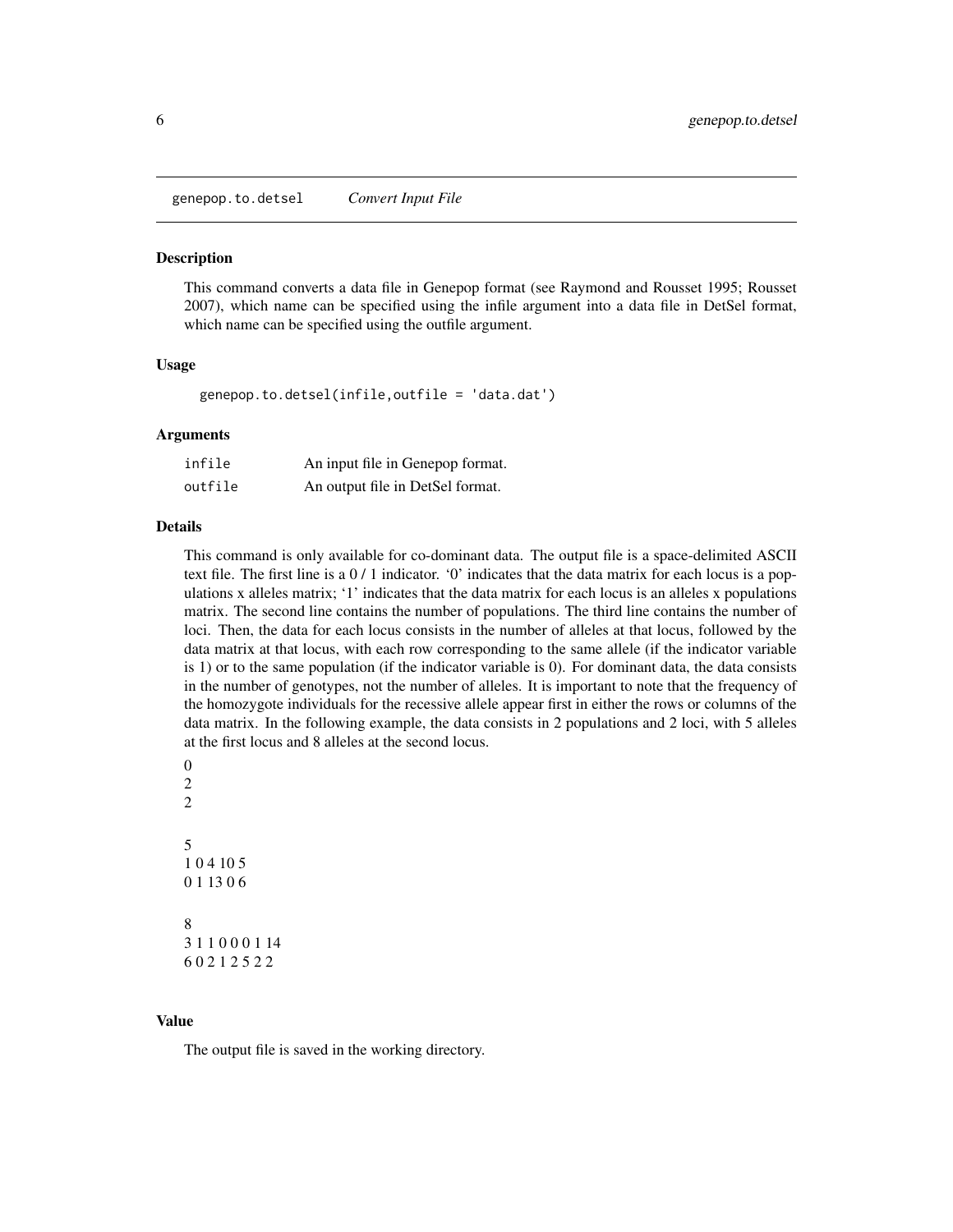# genepop.to.detsel — *Convert Input File*

## Description

This command converts a data file in Genepop format (see Raymond and Rousset 1995; Rousset 2007), which name can be specified using the infile argument into a data file in DetSel format, which name can be specified using the outfile argument.

## Usage

```
genepop.to.detsel(infile,outfile = 'data.dat')
```

## Arguments

| | |
|---|---|
| `infile` | An input file in Genepop format. |
| `outfile` | An output file in DetSel format. |

## Details

This command is only available for co-dominant data. The output file is a space-delimited ASCII text file. The first line is a 0 / 1 indicator. '0' indicates that the data matrix for each locus is a populations x alleles matrix; '1' indicates that the data matrix for each locus is an alleles x populations matrix. The second line contains the number of populations. The third line contains the number of loci. Then, the data for each locus consists in the number of alleles at that locus, followed by the data matrix at that locus, with each row corresponding to the same allele (if the indicator variable is 1) or to the same population (if the indicator variable is 0). For dominant data, the data consists in the number of genotypes, not the number of alleles. It is important to note that the frequency of the homozygote individuals for the recessive allele appear first in either the rows or columns of the data matrix. In the following example, the data consists in 2 populations and 2 loci, with 5 alleles at the first locus and 8 alleles at the second locus.

```
0
2
2

5
1 0 4 10 5
0 1 13 0 6

8
3 1 1 0 0 0 1 14
6 0 2 1 2 5 2 2
```

## Value

The output file is saved in the working directory.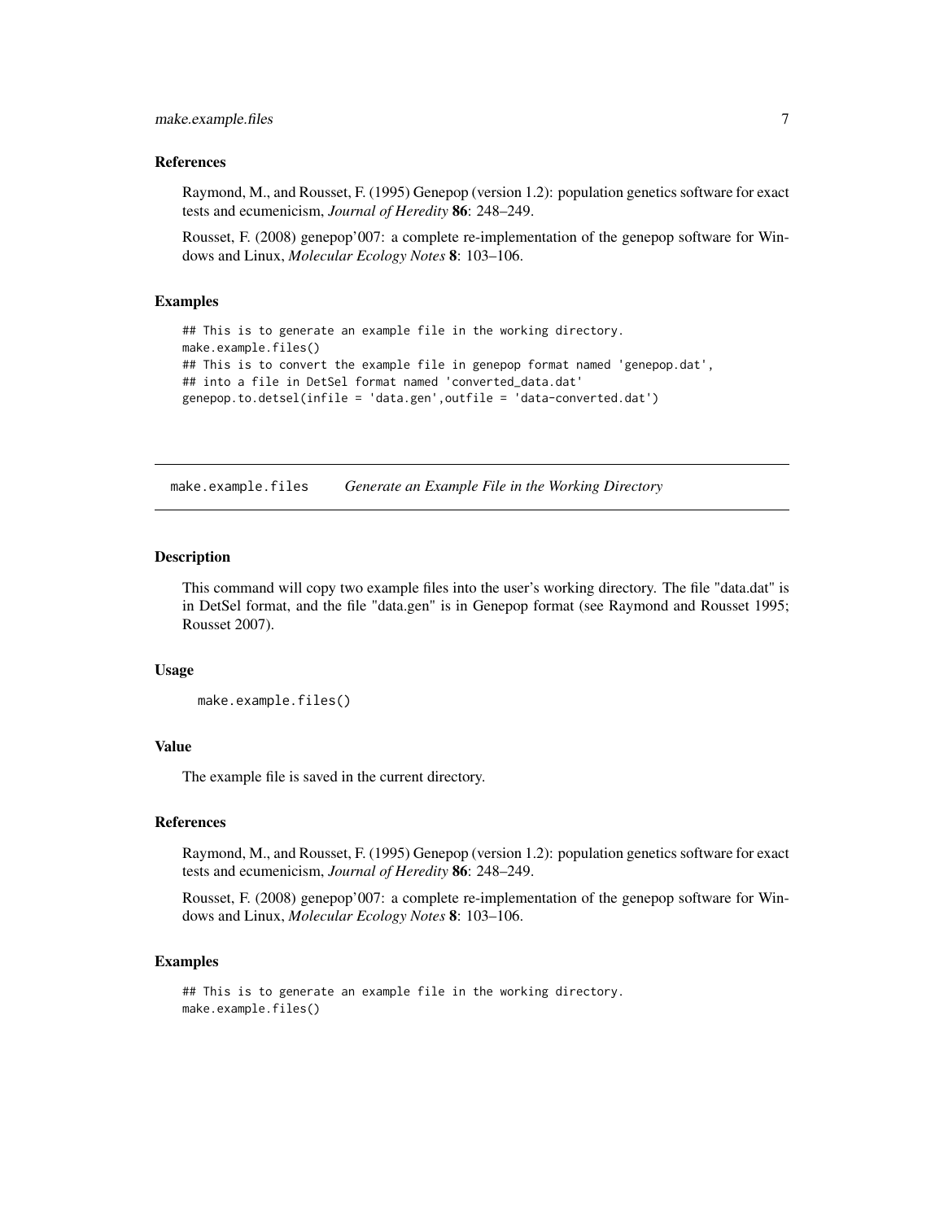### References

Raymond, M., and Rousset, F. (1995) Genepop (version 1.2): population genetics software for exact tests and ecumenicism, *Journal of Heredity* **86**: 248–249.

Rousset, F. (2008) genepop'007: a complete re-implementation of the genepop software for Windows and Linux, *Molecular Ecology Notes* **8**: 103–106.

### Examples

```
## This is to generate an example file in the working directory.
make.example.files()
## This is to convert the example file in genepop format named 'genepop.dat',
## into a file in DetSel format named 'converted_data.dat'
genepop.to.detsel(infile = 'data.gen',outfile = 'data-converted.dat')
```

---

## make.example.files — *Generate an Example File in the Working Directory*

### Description

This command will copy two example files into the user's working directory. The file "data.dat" is in DetSel format, and the file "data.gen" is in Genepop format (see Raymond and Rousset 1995; Rousset 2007).

### Usage

```
make.example.files()
```

### Value

The example file is saved in the current directory.

### References

Raymond, M., and Rousset, F. (1995) Genepop (version 1.2): population genetics software for exact tests and ecumenicism, *Journal of Heredity* **86**: 248–249.

Rousset, F. (2008) genepop'007: a complete re-implementation of the genepop software for Windows and Linux, *Molecular Ecology Notes* **8**: 103–106.

### Examples

```
## This is to generate an example file in the working directory.
make.example.files()
```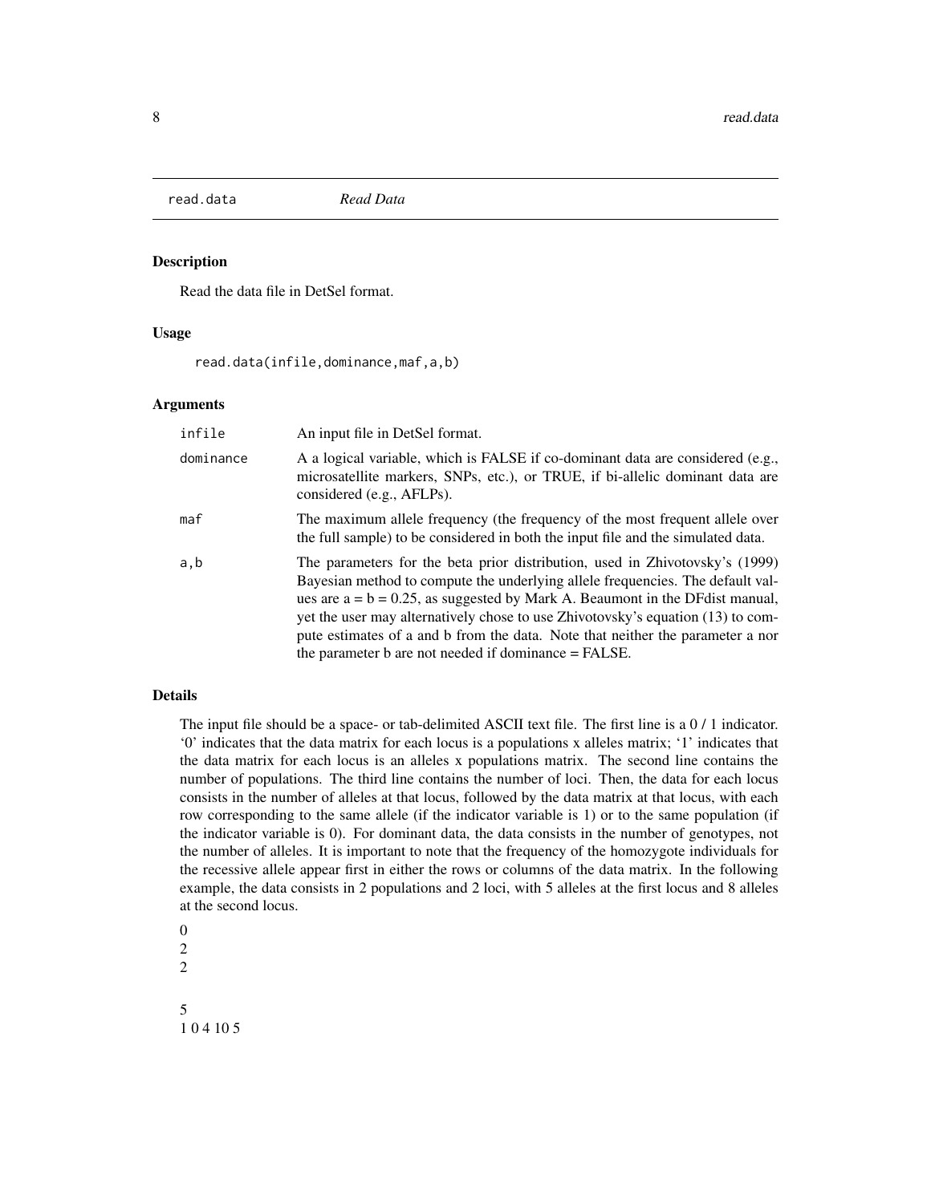read.data *Read Data*

### Description

Read the data file in DetSel format.

### Usage

```
read.data(infile,dominance,maf,a,b)
```

### Arguments

| | |
|---|---|
| infile | An input file in DetSel format. |
| dominance | A a logical variable, which is FALSE if co-dominant data are considered (e.g., microsatellite markers, SNPs, etc.), or TRUE, if bi-allelic dominant data are considered (e.g., AFLPs). |
| maf | The maximum allele frequency (the frequency of the most frequent allele over the full sample) to be considered in both the input file and the simulated data. |
| a,b | The parameters for the beta prior distribution, used in Zhivotovsky's (1999) Bayesian method to compute the underlying allele frequencies. The default values are a = b = 0.25, as suggested by Mark A. Beaumont in the DFdist manual, yet the user may alternatively chose to use Zhivotovsky's equation (13) to compute estimates of a and b from the data. Note that neither the parameter a nor the parameter b are not needed if dominance = FALSE. |

### Details

The input file should be a space- or tab-delimited ASCII text file. The first line is a 0 / 1 indicator. '0' indicates that the data matrix for each locus is a populations x alleles matrix; '1' indicates that the data matrix for each locus is an alleles x populations matrix. The second line contains the number of populations. The third line contains the number of loci. Then, the data for each locus consists in the number of alleles at that locus, followed by the data matrix at that locus, with each row corresponding to the same allele (if the indicator variable is 1) or to the same population (if the indicator variable is 0). For dominant data, the data consists in the number of genotypes, not the number of alleles. It is important to note that the frequency of the homozygote individuals for the recessive allele appear first in either the rows or columns of the data matrix. In the following example, the data consists in 2 populations and 2 loci, with 5 alleles at the first locus and 8 alleles at the second locus.

0
2
2

5
1 0 4 10 5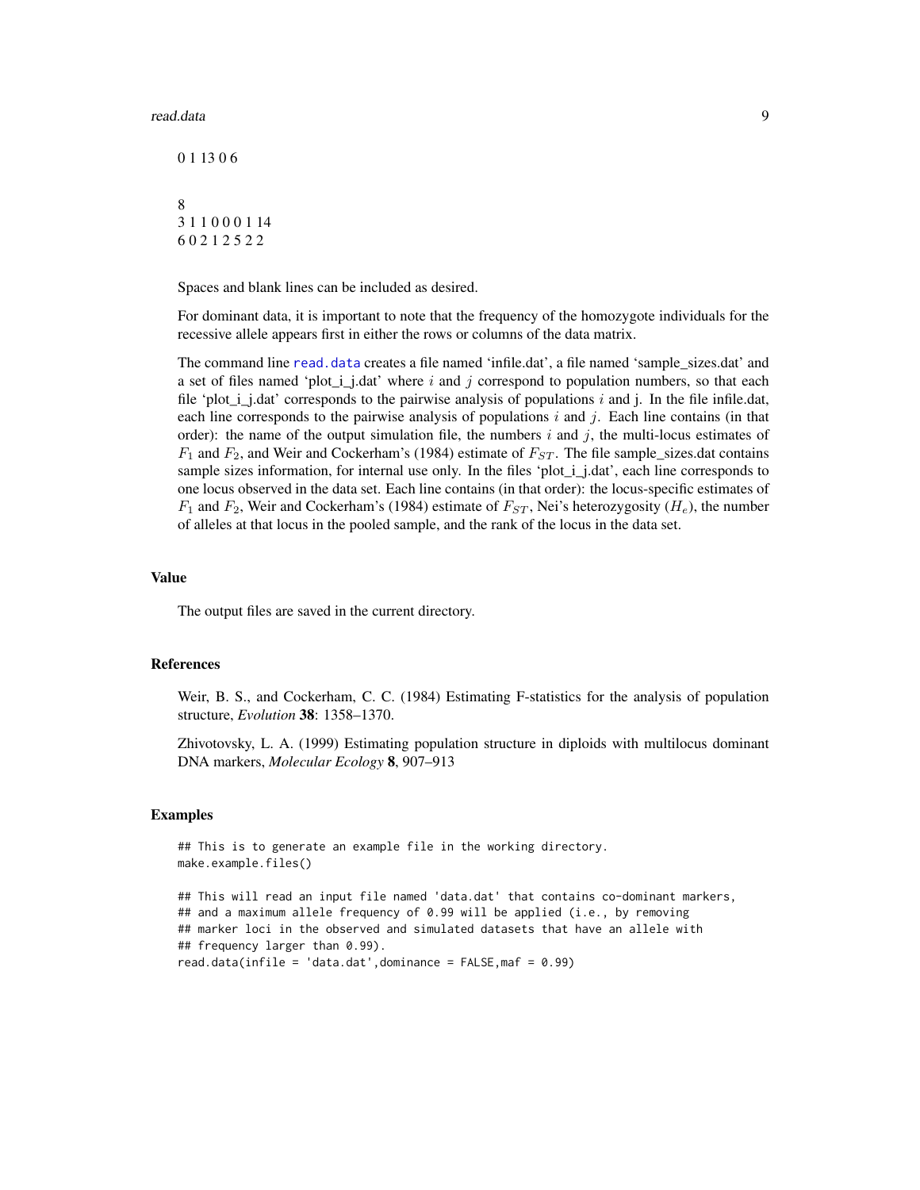0 1 13 0 6

8
3 1 1 0 0 0 1 14
6 0 2 1 2 5 2 2

Spaces and blank lines can be included as desired.

For dominant data, it is important to note that the frequency of the homozygote individuals for the recessive allele appears first in either the rows or columns of the data matrix.

The command line `read.data` creates a file named 'infile.dat', a file named 'sample_sizes.dat' and a set of files named 'plot_i_j.dat' where $i$ and $j$ correspond to population numbers, so that each file 'plot_i_j.dat' corresponds to the pairwise analysis of populations $i$ and j. In the file infile.dat, each line corresponds to the pairwise analysis of populations $i$ and $j$. Each line contains (in that order): the name of the output simulation file, the numbers $i$ and $j$, the multi-locus estimates of $F_1$ and $F_2$, and Weir and Cockerham's (1984) estimate of $F_{ST}$. The file sample_sizes.dat contains sample sizes information, for internal use only. In the files 'plot_i_j.dat', each line corresponds to one locus observed in the data set. Each line contains (in that order): the locus-specific estimates of $F_1$ and $F_2$, Weir and Cockerham's (1984) estimate of $F_{ST}$, Nei's heterozygosity ($H_e$), the number of alleles at that locus in the pooled sample, and the rank of the locus in the data set.

## Value

The output files are saved in the current directory.

## References

Weir, B. S., and Cockerham, C. C. (1984) Estimating F-statistics for the analysis of population structure, *Evolution* **38**: 1358–1370.

Zhivotovsky, L. A. (1999) Estimating population structure in diploids with multilocus dominant DNA markers, *Molecular Ecology* **8**, 907–913

## Examples

```
## This is to generate an example file in the working directory.
make.example.files()

## This will read an input file named 'data.dat' that contains co-dominant markers,
## and a maximum allele frequency of 0.99 will be applied (i.e., by removing
## marker loci in the observed and simulated datasets that have an allele with
## frequency larger than 0.99).
read.data(infile = 'data.dat',dominance = FALSE,maf = 0.99)
```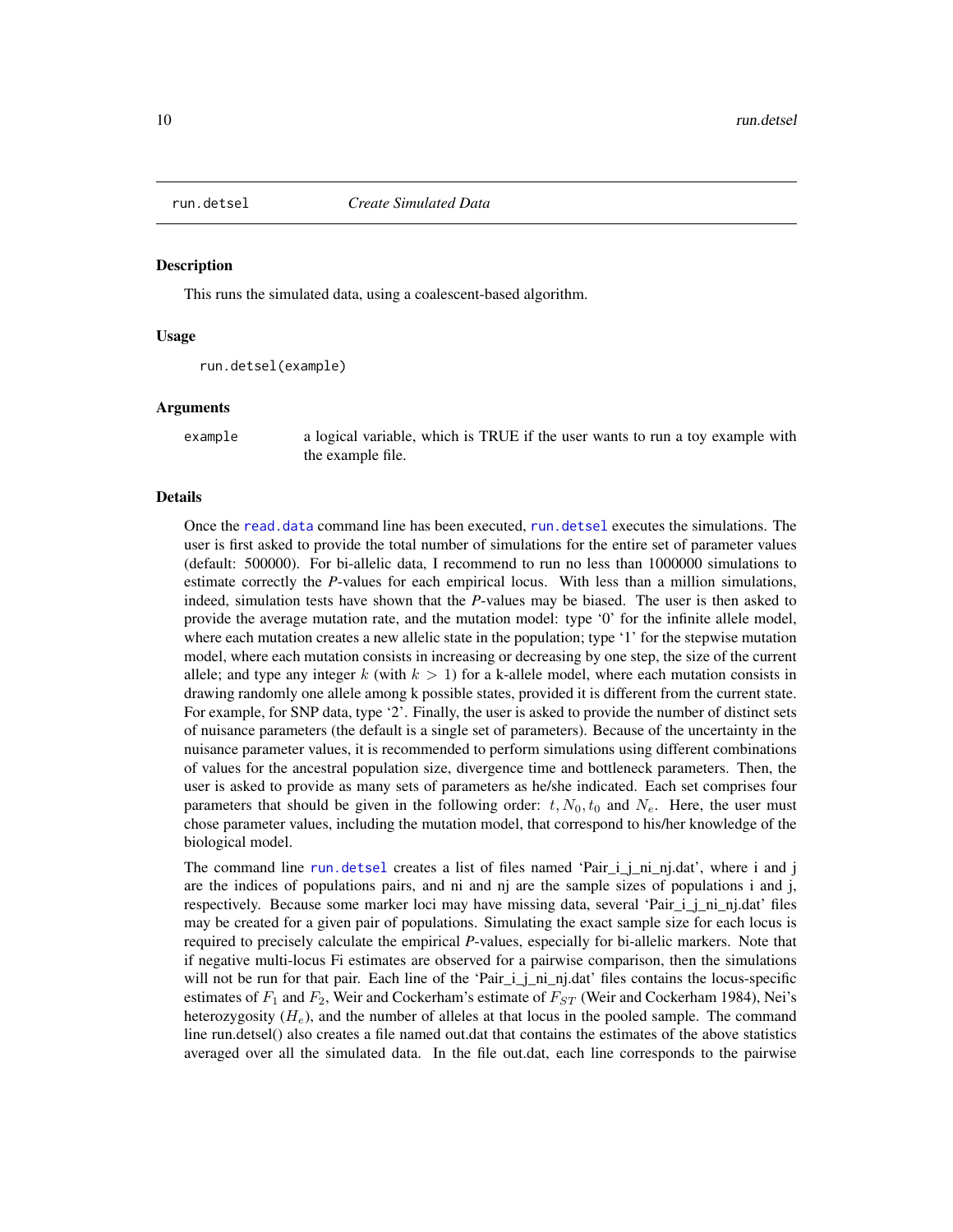# run.detsel — *Create Simulated Data*

## Description

This runs the simulated data, using a coalescent-based algorithm.

## Usage

```
run.detsel(example)
```

## Arguments

| | |
|---|---|
| `example` | a logical variable, which is TRUE if the user wants to run a toy example with the example file. |

## Details

Once the `read.data` command line has been executed, `run.detsel` executes the simulations. The user is first asked to provide the total number of simulations for the entire set of parameter values (default: 500000). For bi-allelic data, I recommend to run no less than 1000000 simulations to estimate correctly the *P*-values for each empirical locus. With less than a million simulations, indeed, simulation tests have shown that the *P*-values may be biased. The user is then asked to provide the average mutation rate, and the mutation model: type '0' for the infinite allele model, where each mutation creates a new allelic state in the population; type '1' for the stepwise mutation model, where each mutation consists in increasing or decreasing by one step, the size of the current allele; and type any integer $k$ (with $k > 1$) for a k-allele model, where each mutation consists in drawing randomly one allele among k possible states, provided it is different from the current state. For example, for SNP data, type '2'. Finally, the user is asked to provide the number of distinct sets of nuisance parameters (the default is a single set of parameters). Because of the uncertainty in the nuisance parameter values, it is recommended to perform simulations using different combinations of values for the ancestral population size, divergence time and bottleneck parameters. Then, the user is asked to provide as many sets of parameters as he/she indicated. Each set comprises four parameters that should be given in the following order: $t, N_0, t_0$ and $N_e$. Here, the user must chose parameter values, including the mutation model, that correspond to his/her knowledge of the biological model.

The command line `run.detsel` creates a list of files named 'Pair_i_j_ni_nj.dat', where i and j are the indices of populations pairs, and ni and nj are the sample sizes of populations i and j, respectively. Because some marker loci may have missing data, several 'Pair_i_j_ni_nj.dat' files may be created for a given pair of populations. Simulating the exact sample size for each locus is required to precisely calculate the empirical *P*-values, especially for bi-allelic markers. Note that if negative multi-locus Fi estimates are observed for a pairwise comparison, then the simulations will not be run for that pair. Each line of the 'Pair_i_j_ni_nj.dat' files contains the locus-specific estimates of $F_1$ and $F_2$, Weir and Cockerham's estimate of $F_{ST}$ (Weir and Cockerham 1984), Nei's heterozygosity ($H_e$), and the number of alleles at that locus in the pooled sample. The command line run.detsel() also creates a file named out.dat that contains the estimates of the above statistics averaged over all the simulated data. In the file out.dat, each line corresponds to the pairwise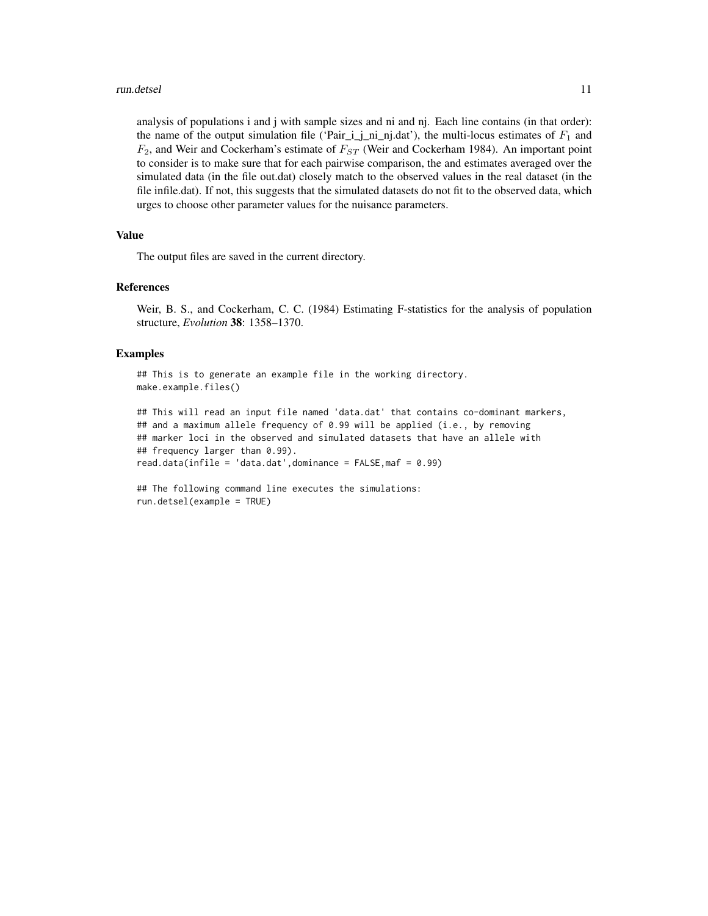analysis of populations i and j with sample sizes and ni and nj. Each line contains (in that order): the name of the output simulation file ('Pair_i_j_ni_nj.dat'), the multi-locus estimates of $F_1$ and $F_2$, and Weir and Cockerham's estimate of $F_{ST}$ (Weir and Cockerham 1984). An important point to consider is to make sure that for each pairwise comparison, the and estimates averaged over the simulated data (in the file out.dat) closely match to the observed values in the real dataset (in the file infile.dat). If not, this suggests that the simulated datasets do not fit to the observed data, which urges to choose other parameter values for the nuisance parameters.

## Value

The output files are saved in the current directory.

## References

Weir, B. S., and Cockerham, C. C. (1984) Estimating F-statistics for the analysis of population structure, *Evolution* **38**: 1358–1370.

## Examples

```
## This is to generate an example file in the working directory.
make.example.files()

## This will read an input file named 'data.dat' that contains co-dominant markers,
## and a maximum allele frequency of 0.99 will be applied (i.e., by removing
## marker loci in the observed and simulated datasets that have an allele with
## frequency larger than 0.99).
read.data(infile = 'data.dat',dominance = FALSE,maf = 0.99)

## The following command line executes the simulations:
run.detsel(example = TRUE)
```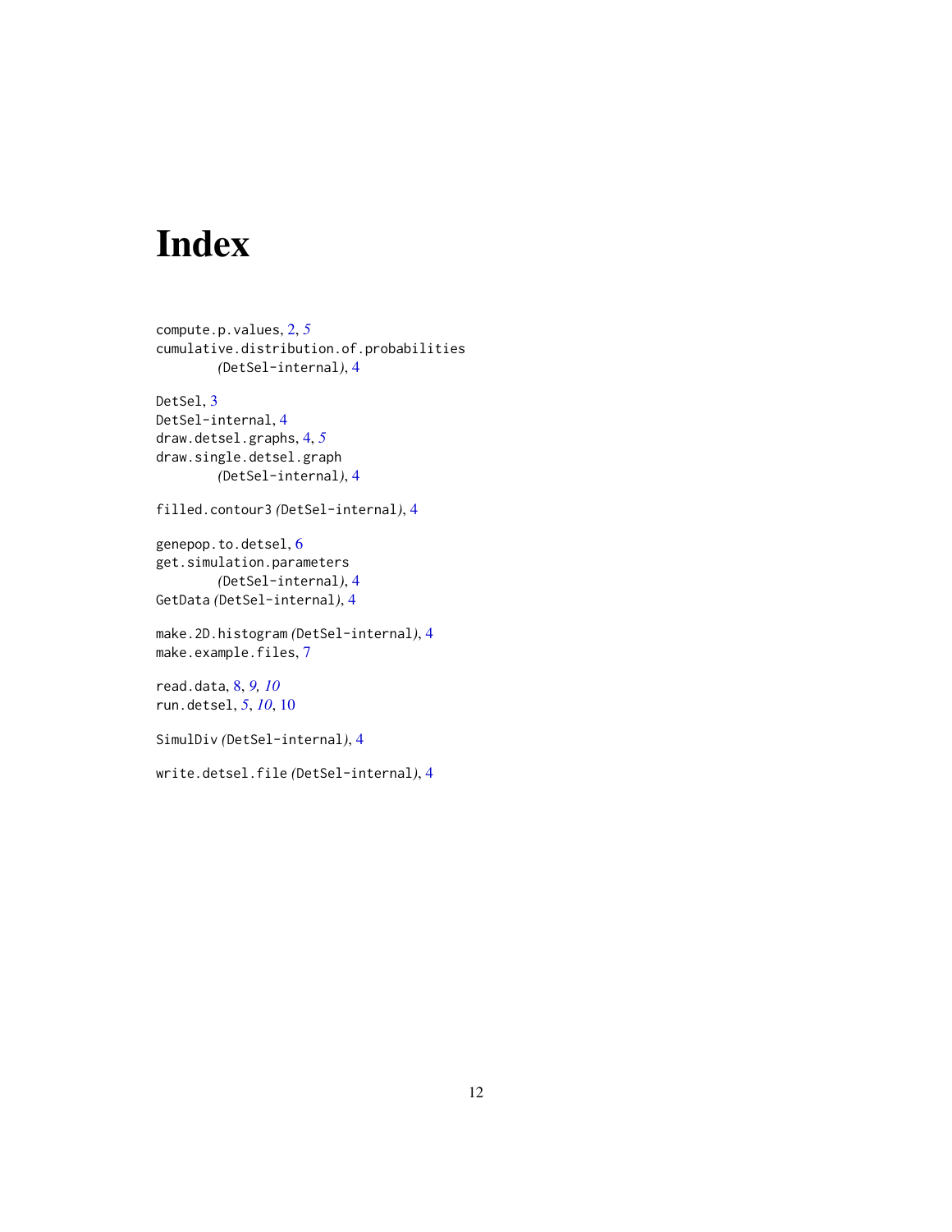# Index

compute.p.values, 2, *5*
cumulative.distribution.of.probabilities
    *(*DetSel-internal*)*, 4

DetSel, 3
DetSel-internal, 4
draw.detsel.graphs, 4, *5*
draw.single.detsel.graph
    *(*DetSel-internal*)*, 4

filled.contour3 *(*DetSel-internal*)*, 4

genepop.to.detsel, 6
get.simulation.parameters
    *(*DetSel-internal*)*, 4
GetData *(*DetSel-internal*)*, 4

make.2D.histogram *(*DetSel-internal*)*, 4
make.example.files, 7

read.data, 8, *9, 10*
run.detsel, *5*, *10*, 10

SimulDiv *(*DetSel-internal*)*, 4

write.detsel.file *(*DetSel-internal*)*, 4